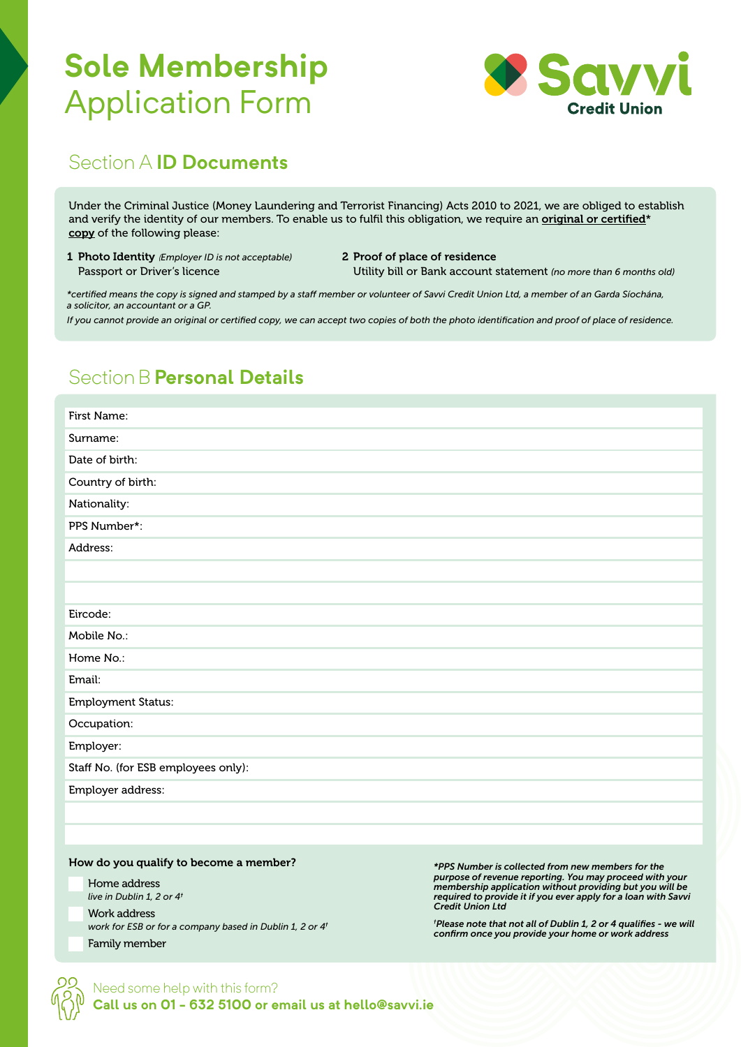# Sole Membership Application Form

Savvi Credit Union

## Section A **ID Documents**

Under the Criminal Justice (Money Laundering and Terrorist Financing) Acts 2010 to 2021, we are obliged to establish and verify the identity of our members. To enable us to fulfil this obligation, we require an **original or certified* copy** of the following please:

1. **Photo Identity** *(Employer ID is not acceptable)*
   Passport or Driver's licence
2. **Proof of place of residence**
   Utility bill or Bank account statement *(no more than 6 months old)*

*\*certified means the copy is signed and stamped by a staff member or volunteer of Savvi Credit Union Ltd, a member of an Garda Síochána, a solicitor, an accountant or a GP.*

*If you cannot provide an original or certified copy, we can accept two copies of both the photo identification and proof of place of residence.*

## Section B **Personal Details**

First Name:

Surname:

Date of birth:

Country of birth:

Nationality:

PPS Number*:

Address:

Eircode:

Mobile No.:

Home No.:

Email:

Employment Status:

Occupation:

Employer:

Staff No. (for ESB employees only):

Employer address:

**How do you qualify to become a member?**

- ☐ Home address
  *live in Dublin 1, 2 or 4†*
- ☐ Work address
  *work for ESB or for a company based in Dublin 1, 2 or 4†*
- ☐ Family member

***PPS Number is collected from new members for the purpose of revenue reporting. You may proceed with your membership application without providing but you will be required to provide it if you ever apply for a loan with Savvi Credit Union Ltd***

***†Please note that not all of Dublin 1, 2 or 4 qualifies - we will confirm once you provide your home or work address***

Need some help with this form?
**Call us on 01 - 632 5100 or email us at hello@savvi.ie**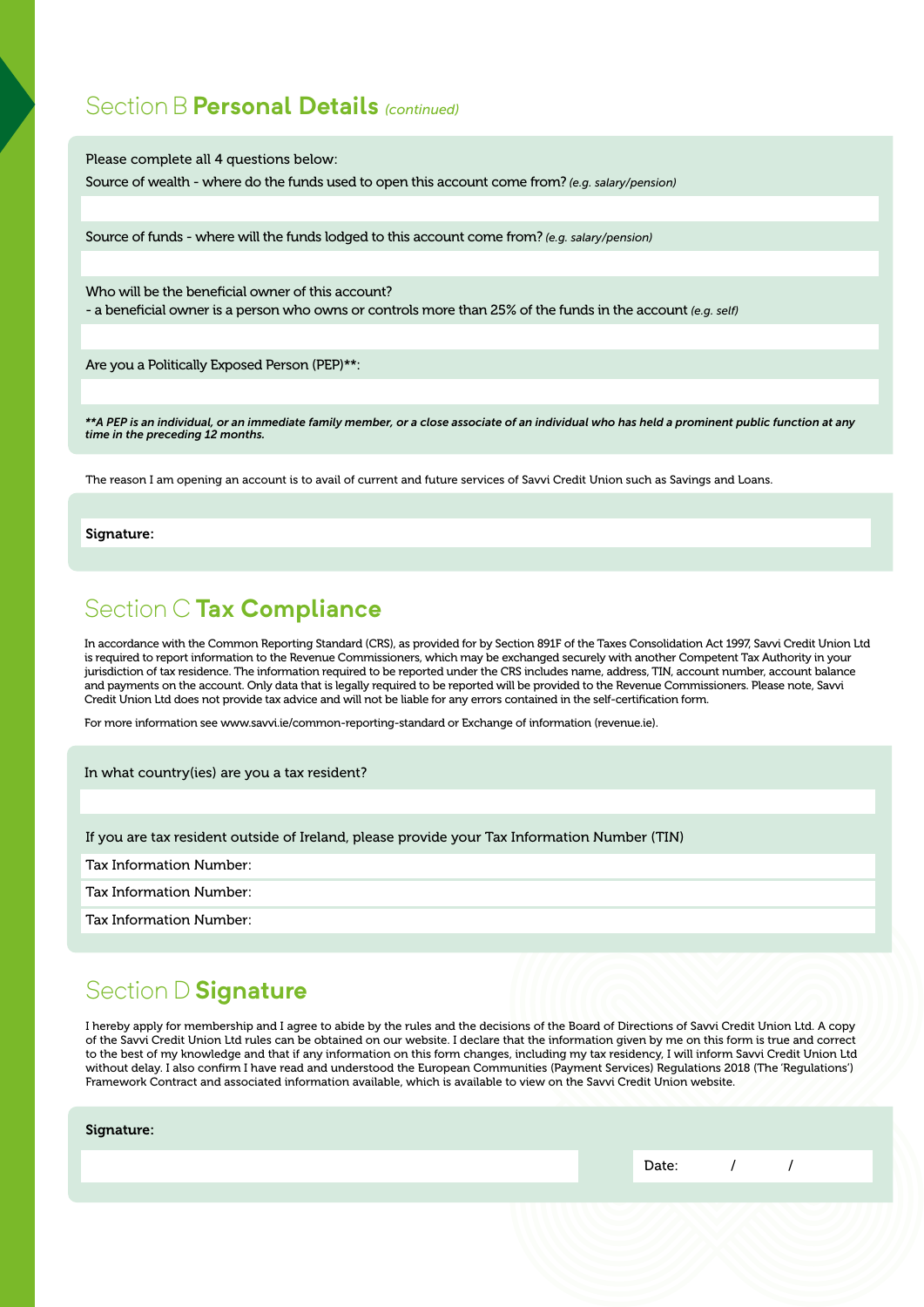## Section B **Personal Details** *(continued)*

Please complete all 4 questions below:

Source of wealth - where do the funds used to open this account come from? *(e.g. salary/pension)*

Source of funds - where will the funds lodged to this account come from? *(e.g. salary/pension)*

Who will be the beneficial owner of this account?
- a beneficial owner is a person who owns or controls more than 25% of the funds in the account *(e.g. self)*

Are you a Politically Exposed Person (PEP)**:

***\*\*A PEP is an individual, or an immediate family member, or a close associate of an individual who has held a prominent public function at any time in the preceding 12 months.***

The reason I am opening an account is to avail of current and future services of Savvi Credit Union such as Savings and Loans.

**Signature:**

## Section C **Tax Compliance**

In accordance with the Common Reporting Standard (CRS), as provided for by Section 891F of the Taxes Consolidation Act 1997, Savvi Credit Union Ltd is required to report information to the Revenue Commissioners, which may be exchanged securely with another Competent Tax Authority in your jurisdiction of tax residence. The information required to be reported under the CRS includes name, address, TIN, account number, account balance and payments on the account. Only data that is legally required to be reported will be provided to the Revenue Commissioners. Please note, Savvi Credit Union Ltd does not provide tax advice and will not be liable for any errors contained in the self-certification form.

For more information see www.savvi.ie/common-reporting-standard or Exchange of information (revenue.ie).

In what country(ies) are you a tax resident?

If you are tax resident outside of Ireland, please provide your Tax Information Number (TIN)

Tax Information Number:

Tax Information Number:

Tax Information Number:

## Section D **Signature**

I hereby apply for membership and I agree to abide by the rules and the decisions of the Board of Directions of Savvi Credit Union Ltd. A copy of the Savvi Credit Union Ltd rules can be obtained on our website. I declare that the information given by me on this form is true and correct to the best of my knowledge and that if any information on this form changes, including my tax residency, I will inform Savvi Credit Union Ltd without delay. I also confirm I have read and understood the European Communities (Payment Services) Regulations 2018 (The 'Regulations') Framework Contract and associated information available, which is available to view on the Savvi Credit Union website.

**Signature:**

Date: / /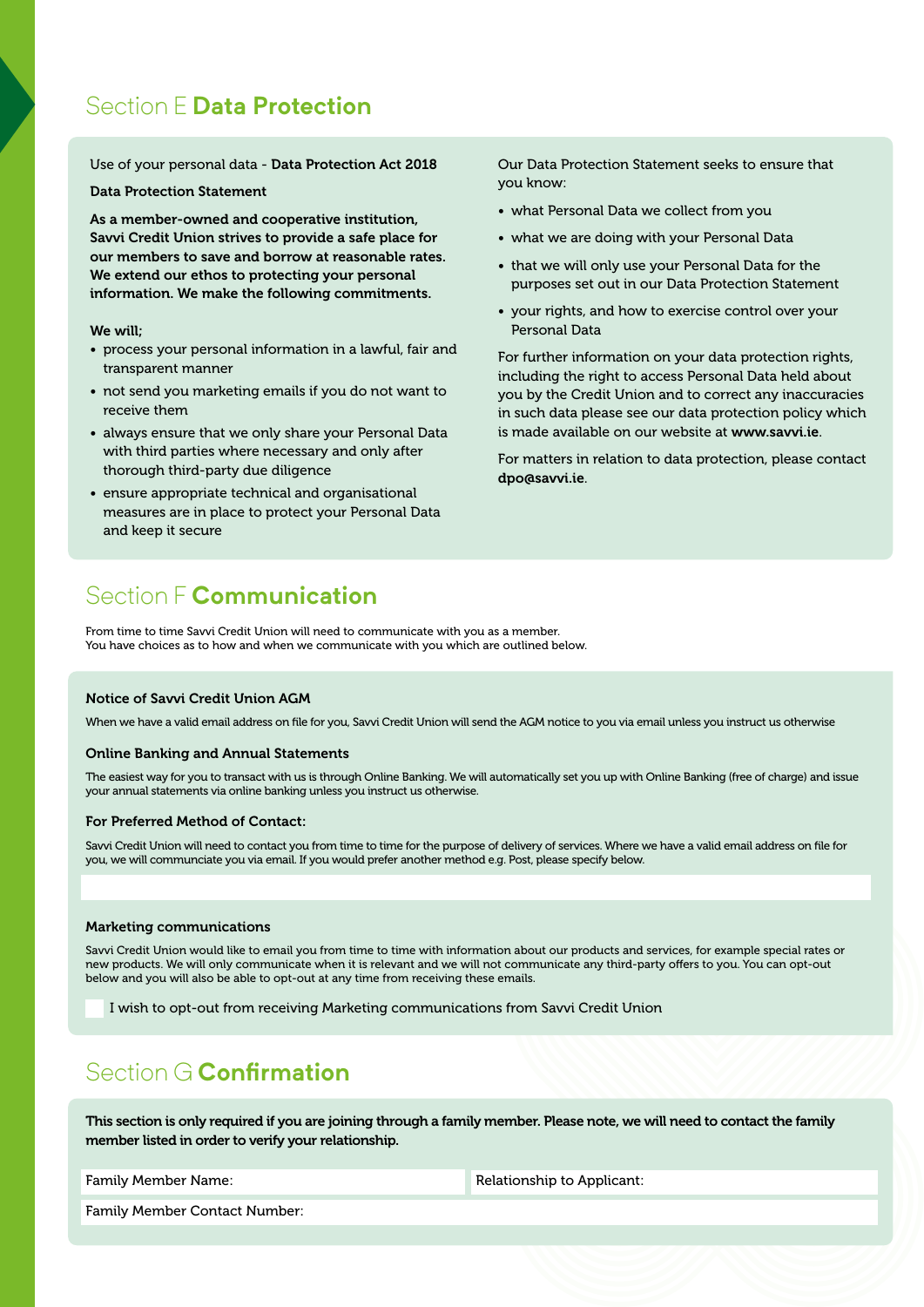## Section E **Data Protection**

Use of your personal data - **Data Protection Act 2018**

**Data Protection Statement**

**As a member-owned and cooperative institution, Savvi Credit Union strives to provide a safe place for our members to save and borrow at reasonable rates. We extend our ethos to protecting your personal information. We make the following commitments.**

**We will;**

- process your personal information in a lawful, fair and transparent manner
- not send you marketing emails if you do not want to receive them
- always ensure that we only share your Personal Data with third parties where necessary and only after thorough third-party due diligence
- ensure appropriate technical and organisational measures are in place to protect your Personal Data and keep it secure

Our Data Protection Statement seeks to ensure that you know:

- what Personal Data we collect from you
- what we are doing with your Personal Data
- that we will only use your Personal Data for the purposes set out in our Data Protection Statement
- your rights, and how to exercise control over your Personal Data

For further information on your data protection rights, including the right to access Personal Data held about you by the Credit Union and to correct any inaccuracies in such data please see our data protection policy which is made available on our website at **www.savvi.ie**.

For matters in relation to data protection, please contact **dpo@savvi.ie**.

## Section F **Communication**

From time to time Savvi Credit Union will need to communicate with you as a member.
You have choices as to how and when we communicate with you which are outlined below.

**Notice of Savvi Credit Union AGM**

When we have a valid email address on file for you, Savvi Credit Union will send the AGM notice to you via email unless you instruct us otherwise

**Online Banking and Annual Statements**

The easiest way for you to transact with us is through Online Banking. We will automatically set you up with Online Banking (free of charge) and issue your annual statements via online banking unless you instruct us otherwise.

**For Preferred Method of Contact:**

Savvi Credit Union will need to contact you from time to time for the purpose of delivery of services. Where we have a valid email address on file for you, we will communciate you via email. If you would prefer another method e.g. Post, please specify below.

\_\_\_\_\_\_\_\_\_\_\_\_\_\_\_\_\_\_\_\_\_\_\_\_\_\_\_\_\_\_\_\_\_\_\_\_

**Marketing communications**

Savvi Credit Union would like to email you from time to time with information about our products and services, for example special rates or new products. We will only communicate when it is relevant and we will not communicate any third-party offers to you. You can opt-out below and you will also be able to opt-out at any time from receiving these emails.

☐ I wish to opt-out from receiving Marketing communications from Savvi Credit Union

## Section G **Confirmation**

**This section is only required if you are joining through a family member. Please note, we will need to contact the family member listed in order to verify your relationship.**

| Family Member Name: | Relationship to Applicant: |
|---|---|
| Family Member Contact Number: | |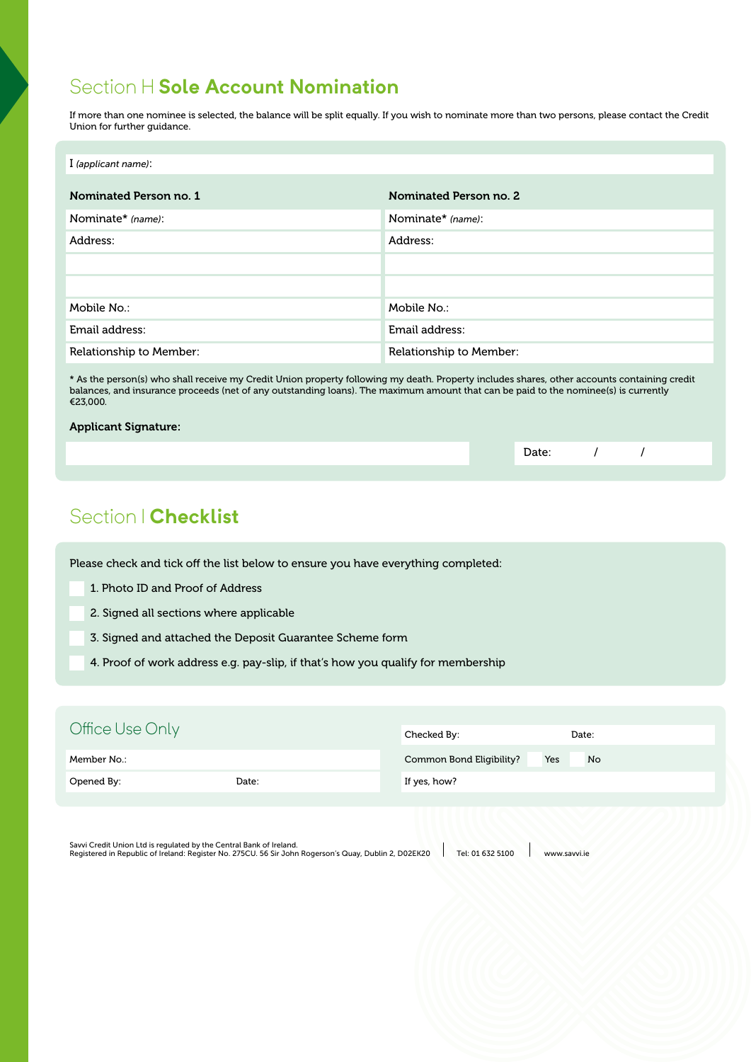## Section H **Sole Account Nomination**

If more than one nominee is selected, the balance will be split equally. If you wish to nominate more than two persons, please contact the Credit Union for further guidance.

I *(applicant name)*:

| Nominated Person no. 1 | Nominated Person no. 2 |
|---|---|
| Nominate* *(name)*: | Nominate* *(name)*: |
| Address: | Address: |
| | |
| | |
| Mobile No.: | Mobile No.: |
| Email address: | Email address: |
| Relationship to Member: | Relationship to Member: |

* As the person(s) who shall receive my Credit Union property following my death. Property includes shares, other accounts containing credit balances, and insurance proceeds (net of any outstanding loans). The maximum amount that can be paid to the nominee(s) is currently €23,000.

**Applicant Signature:**

Date: / /

## Section I **Checklist**

Please check and tick off the list below to ensure you have everything completed:

- ☐ 1. Photo ID and Proof of Address
- ☐ 2. Signed all sections where applicable
- ☐ 3. Signed and attached the Deposit Guarantee Scheme form
- ☐ 4. Proof of work address e.g. pay-slip, if that's how you qualify for membership

### Office Use Only

| | | | |
|---|---|---|---|
| Member No.: | | Checked By: | Date: |
| Opened By: | Date: | Common Bond Eligibility? ☐ Yes ☐ No | |
| | | If yes, how? | |

Savvi Credit Union Ltd is regulated by the Central Bank of Ireland.
Registered in Republic of Ireland: Register No. 275CU. 56 Sir John Rogerson's Quay, Dublin 2, D02EK20 | Tel: 01 632 5100 | www.savvi.ie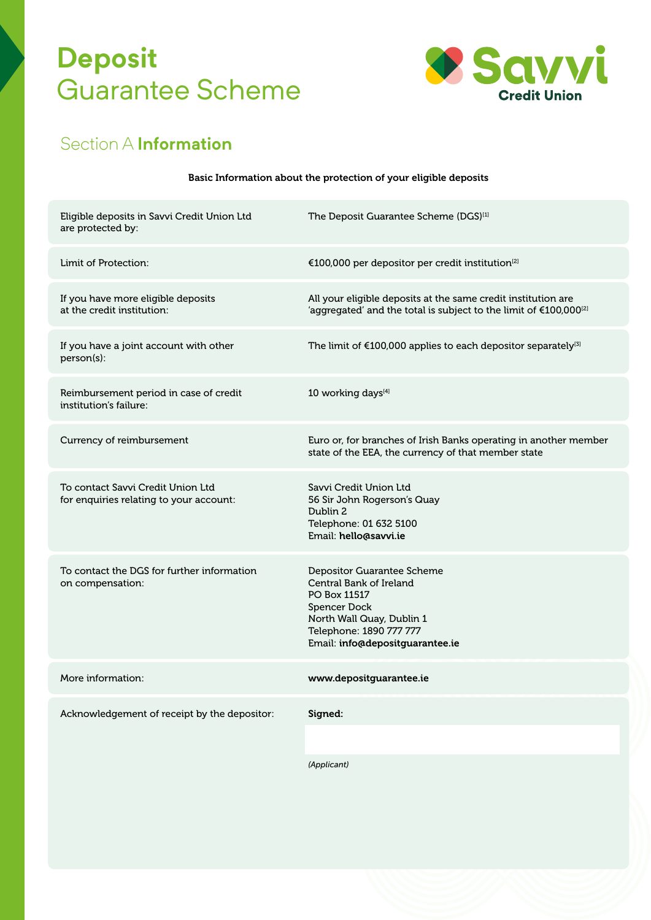# **Deposit** Guarantee Scheme

Savvi Credit Union

## Section A **Information**

**Basic Information about the protection of your eligible deposits**

| | |
|---|---|
| Eligible deposits in Savvi Credit Union Ltd are protected by: | The Deposit Guarantee Scheme (DGS)[1] |
| Limit of Protection: | €100,000 per depositor per credit institution[2] |
| If you have more eligible deposits at the credit institution: | All your eligible deposits at the same credit institution are 'aggregated' and the total is subject to the limit of €100,000[2] |
| If you have a joint account with other person(s): | The limit of €100,000 applies to each depositor separately[3] |
| Reimbursement period in case of credit institution's failure: | 10 working days[4] |
| Currency of reimbursement | Euro or, for branches of Irish Banks operating in another member state of the EEA, the currency of that member state |
| To contact Savvi Credit Union Ltd for enquiries relating to your account: | Savvi Credit Union Ltd<br>56 Sir John Rogerson's Quay<br>Dublin 2<br>Telephone: 01 632 5100<br>Email: **hello@savvi.ie** |
| To contact the DGS for further information on compensation: | Depositor Guarantee Scheme<br>Central Bank of Ireland<br>PO Box 11517<br>Spencer Dock<br>North Wall Quay, Dublin 1<br>Telephone: 1890 777 777<br>Email: **info@depositguarantee.ie** |
| More information: | **www.depositguarantee.ie** |
| Acknowledgement of receipt by the depositor: | **Signed:**<br><br>*(Applicant)* |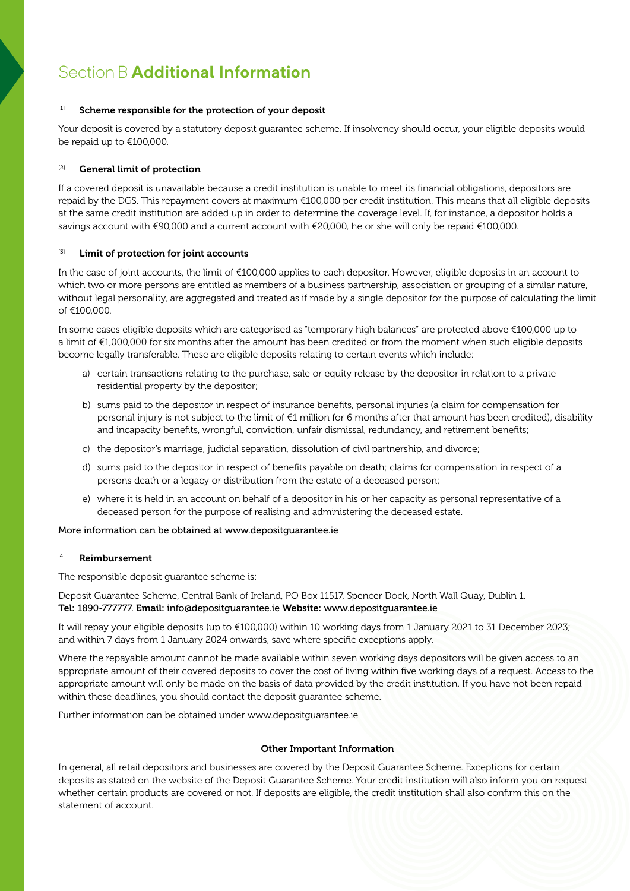# Section B **Additional Information**

### [1] Scheme responsible for the protection of your deposit

Your deposit is covered by a statutory deposit guarantee scheme. If insolvency should occur, your eligible deposits would be repaid up to €100,000.

### [2] General limit of protection

If a covered deposit is unavailable because a credit institution is unable to meet its financial obligations, depositors are repaid by the DGS. This repayment covers at maximum €100,000 per credit institution. This means that all eligible deposits at the same credit institution are added up in order to determine the coverage level. If, for instance, a depositor holds a savings account with €90,000 and a current account with €20,000, he or she will only be repaid €100,000.

### [3] Limit of protection for joint accounts

In the case of joint accounts, the limit of €100,000 applies to each depositor. However, eligible deposits in an account to which two or more persons are entitled as members of a business partnership, association or grouping of a similar nature, without legal personality, are aggregated and treated as if made by a single depositor for the purpose of calculating the limit of €100,000.

In some cases eligible deposits which are categorised as "temporary high balances" are protected above €100,000 up to a limit of €1,000,000 for six months after the amount has been credited or from the moment when such eligible deposits become legally transferable. These are eligible deposits relating to certain events which include:

a) certain transactions relating to the purchase, sale or equity release by the depositor in relation to a private residential property by the depositor;

b) sums paid to the depositor in respect of insurance benefits, personal injuries (a claim for compensation for personal injury is not subject to the limit of €1 million for 6 months after that amount has been credited), disability and incapacity benefits, wrongful, conviction, unfair dismissal, redundancy, and retirement benefits;

c) the depositor's marriage, judicial separation, dissolution of civil partnership, and divorce;

d) sums paid to the depositor in respect of benefits payable on death; claims for compensation in respect of a persons death or a legacy or distribution from the estate of a deceased person;

e) where it is held in an account on behalf of a depositor in his or her capacity as personal representative of a deceased person for the purpose of realising and administering the deceased estate.

More information can be obtained at www.depositguarantee.ie

### [4] Reimbursement

The responsible deposit guarantee scheme is:

Deposit Guarantee Scheme, Central Bank of Ireland, PO Box 11517, Spencer Dock, North Wall Quay, Dublin 1.
**Tel:** 1890-777777. **Email:** info@depositguarantee.ie **Website:** www.depositguarantee.ie

It will repay your eligible deposits (up to €100,000) within 10 working days from 1 January 2021 to 31 December 2023; and within 7 days from 1 January 2024 onwards, save where specific exceptions apply.

Where the repayable amount cannot be made available within seven working days depositors will be given access to an appropriate amount of their covered deposits to cover the cost of living within five working days of a request. Access to the appropriate amount will only be made on the basis of data provided by the credit institution. If you have not been repaid within these deadlines, you should contact the deposit guarantee scheme.

Further information can be obtained under www.depositguarantee.ie

**Other Important Information**

In general, all retail depositors and businesses are covered by the Deposit Guarantee Scheme. Exceptions for certain deposits as stated on the website of the Deposit Guarantee Scheme. Your credit institution will also inform you on request whether certain products are covered or not. If deposits are eligible, the credit institution shall also confirm this on the statement of account.